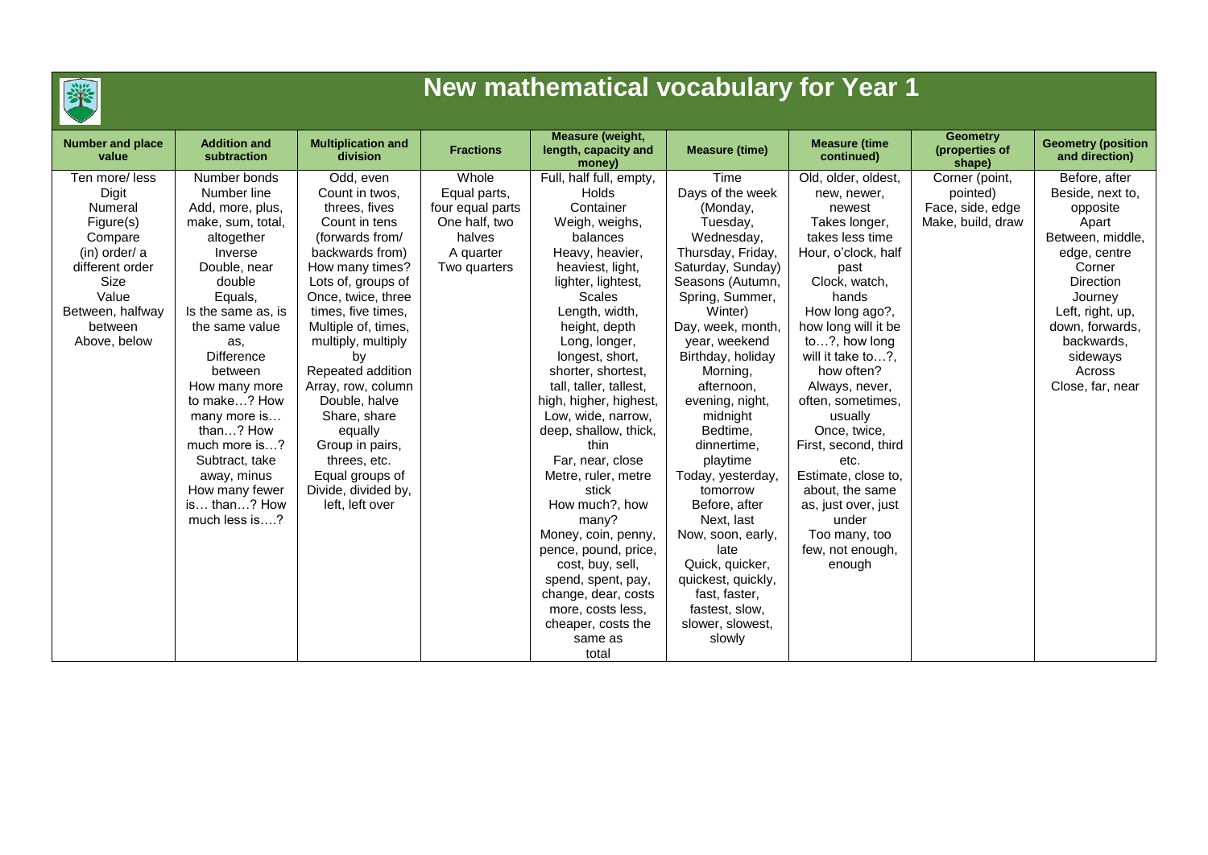# New mathematical vocabulary for Year 1

| Number and place value | Addition and subtraction | Multiplication and division | Fractions | Measure (weight, length, capacity and money) | Measure (time) | Measure (time continued) | Geometry (properties of shape) | Geometry (position and direction) |
|---|---|---|---|---|---|---|---|---|
| Ten more/ less<br>Digit<br>Numeral<br>Figure(s)<br>Compare<br>(in) order/ a different order<br>Size<br>Value<br>Between, halfway between<br>Above, below | Number bonds<br>Number line<br>Add, more, plus, make, sum, total, altogether<br>Inverse<br>Double, near double<br>Equals,<br>Is the same as, is the same value as,<br>Difference between<br>How many more to make…? How many more is… than…? How much more is…?<br>Subtract, take away, minus<br>How many fewer is… than…? How much less is….? | Odd, even<br>Count in twos, threes, fives<br>Count in tens (forwards from/ backwards from)<br>How many times?<br>Lots of, groups of<br>Once, twice, three times, five times,<br>Multiple of, times, multiply, multiply by<br>Repeated addition<br>Array, row, column<br>Double, halve<br>Share, share equally<br>Group in pairs, threes, etc.<br>Equal groups of<br>Divide, divided by, left, left over | Whole<br>Equal parts, four equal parts<br>One half, two halves<br>A quarter<br>Two quarters | Full, half full, empty,<br>Holds<br>Container<br>Weigh, weighs, balances<br>Heavy, heavier, heaviest, light, lighter, lightest,<br>Scales<br>Length, width, height, depth<br>Long, longer, longest, short, shorter, shortest, tall, taller, tallest, high, higher, highest,<br>Low, wide, narrow, deep, shallow, thick, thin<br>Far, near, close<br>Metre, ruler, metre stick<br>How much?, how many?<br>Money, coin, penny, pence, pound, price, cost, buy, sell, spend, spent, pay, change, dear, costs more, costs less, cheaper, costs the same as<br>total | Time<br>Days of the week (Monday, Tuesday, Wednesday, Thursday, Friday, Saturday, Sunday)<br>Seasons (Autumn, Spring, Summer, Winter)<br>Day, week, month, year, weekend<br>Birthday, holiday<br>Morning, afternoon, evening, night, midnight<br>Bedtime, dinnertime, playtime<br>Today, yesterday, tomorrow<br>Before, after<br>Next, last<br>Now, soon, early, late<br>Quick, quicker, quickest, quickly, fast, faster, fastest, slow, slower, slowest, slowly | Old, older, oldest, new, newer, newest<br>Takes longer, takes less time<br>Hour, o'clock, half past<br>Clock, watch, hands<br>How long ago?, how long will it be to…?, how long will it take to…?, how often?<br>Always, never, often, sometimes, usually<br>Once, twice,<br>First, second, third etc.<br>Estimate, close to, about, the same as, just over, just under<br>Too many, too few, not enough, enough | Corner (point, pointed)<br>Face, side, edge<br>Make, build, draw | Before, after<br>Beside, next to, opposite<br>Apart<br>Between, middle, edge, centre<br>Corner<br>Direction<br>Journey<br>Left, right, up, down, forwards, backwards, sideways<br>Across<br>Close, far, near |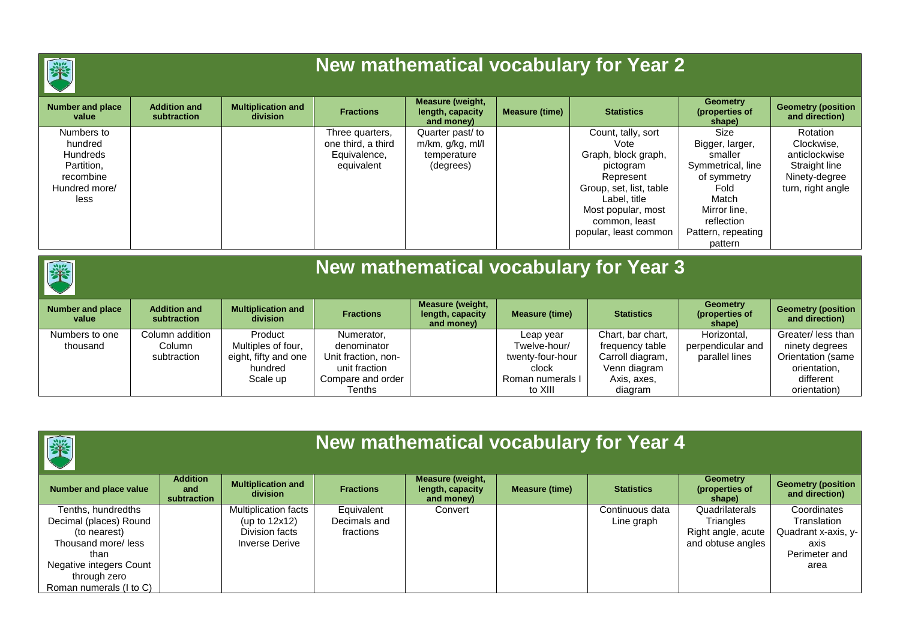# New mathematical vocabulary for Year 2

| Number and place value | Addition and subtraction | Multiplication and division | Fractions | Measure (weight, length, capacity and money) | Measure (time) | Statistics | Geometry (properties of shape) | Geometry (position and direction) |
| --- | --- | --- | --- | --- | --- | --- | --- | --- |
| Numbers to hundred<br>Hundreds<br>Partition, recombine<br>Hundred more/ less | | | Three quarters, one third, a third<br>Equivalence, equivalent | Quarter past/ to<br>m/km, g/kg, ml/l<br>temperature (degrees) | | Count, tally, sort<br>Vote<br>Graph, block graph, pictogram<br>Represent<br>Group, set, list, table<br>Label, title<br>Most popular, most common, least popular, least common | Size<br>Bigger, larger, smaller<br>Symmetrical, line of symmetry<br>Fold<br>Match<br>Mirror line, reflection<br>Pattern, repeating pattern | Rotation<br>Clockwise, anticlockwise<br>Straight line<br>Ninety-degree turn, right angle |

# New mathematical vocabulary for Year 3

| Number and place value | Addition and subtraction | Multiplication and division | Fractions | Measure (weight, length, capacity and money) | Measure (time) | Statistics | Geometry (properties of shape) | Geometry (position and direction) |
| --- | --- | --- | --- | --- | --- | --- | --- | --- |
| Numbers to one thousand | Column addition<br>Column subtraction | Product<br>Multiples of four, eight, fifty and one hundred<br>Scale up | Numerator, denominator<br>Unit fraction, non-unit fraction<br>Compare and order<br>Tenths | | Leap year<br>Twelve-hour/ twenty-four-hour clock<br>Roman numerals I to XIII | Chart, bar chart, frequency table<br>Carroll diagram, Venn diagram<br>Axis, axes, diagram | Horizontal, perpendicular and parallel lines | Greater/ less than ninety degrees<br>Orientation (same orientation, different orientation) |

# New mathematical vocabulary for Year 4

| Number and place value | Addition and subtraction | Multiplication and division | Fractions | Measure (weight, length, capacity and money) | Measure (time) | Statistics | Geometry (properties of shape) | Geometry (position and direction) |
| --- | --- | --- | --- | --- | --- | --- | --- | --- |
| Tenths, hundredths<br>Decimal (places) Round (to nearest)<br>Thousand more/ less than<br>Negative integers Count through zero<br>Roman numerals (I to C) | | Multiplication facts (up to 12x12)<br>Division facts<br>Inverse Derive | Equivalent<br>Decimals and fractions | Convert | | Continuous data<br>Line graph | Quadrilaterals<br>Triangles<br>Right angle, acute and obtuse angles | Coordinates<br>Translation<br>Quadrant x-axis, y-axis<br>Perimeter and area |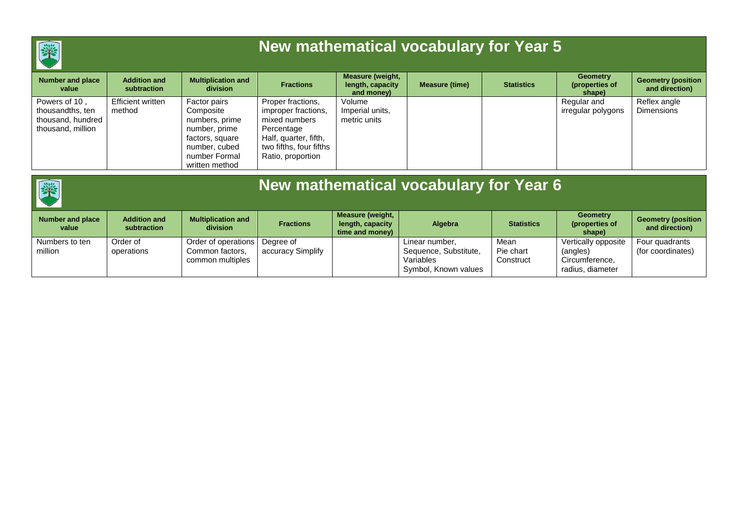## New mathematical vocabulary for Year 5

| Number and place value | Addition and subtraction | Multiplication and division | Fractions | Measure (weight, length, capacity and money) | Measure (time) | Statistics | Geometry (properties of shape) | Geometry (position and direction) |
|---|---|---|---|---|---|---|---|---|
| Powers of 10 , thousandths, ten thousand, hundred thousand, million | Efficient written method | Factor pairs Composite numbers, prime number, prime factors, square number, cubed number Formal written method | Proper fractions, improper fractions, mixed numbers Percentage Half, quarter, fifth, two fifths, four fifths Ratio, proportion | Volume Imperial units, metric units | | | Regular and irregular polygons | Reflex angle Dimensions |

## New mathematical vocabulary for Year 6

| Number and place value | Addition and subtraction | Multiplication and division | Fractions | Measure (weight, length, capacity time and money) | Algebra | Statistics | Geometry (properties of shape) | Geometry (position and direction) |
|---|---|---|---|---|---|---|---|---|
| Numbers to ten million | Order of operations | Order of operations Common factors, common multiples | Degree of accuracy Simplify | | Linear number, Sequence, Substitute, Variables Symbol, Known values | Mean Pie chart Construct | Vertically opposite (angles) Circumference, radius, diameter | Four quadrants (for coordinates) |